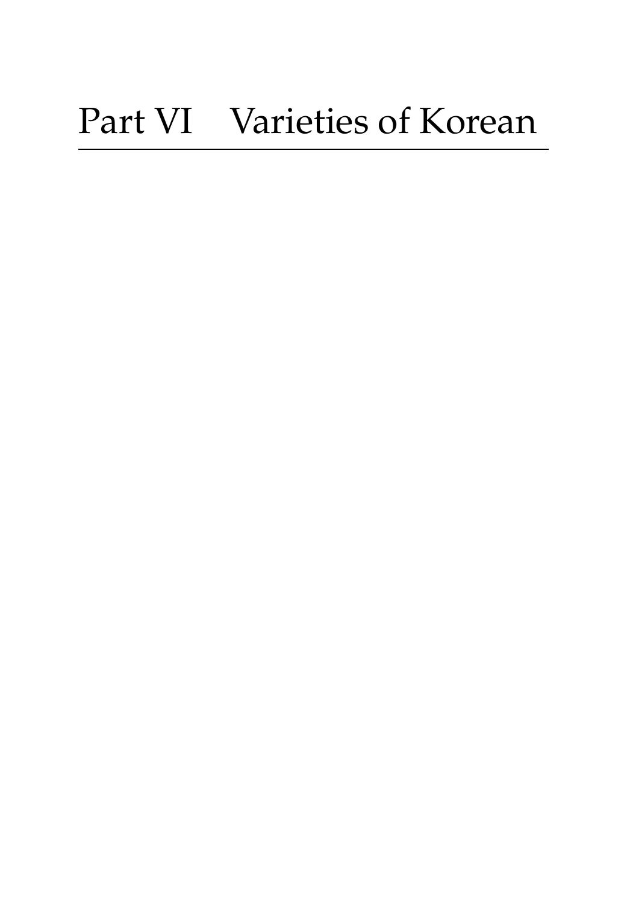# Part VI Varieties of Korean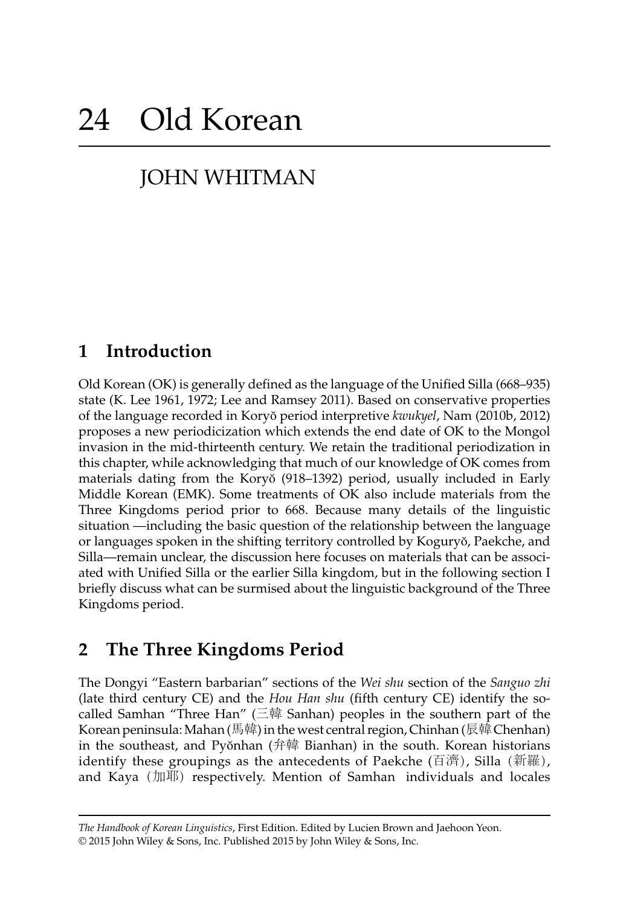# 24 Old Korean

## JOHN WHITMAN

## 1 Introduction

Old Korean (OK) is generally defined as the language of the Unified Silla (668–935) state (K. Lee 1961, 1972; Lee and Ramsey 2011). Based on conservative properties of the language recorded in Koryŏ period interpretive *kwukyel*, Nam (2010b, 2012) proposes a new periodicization which extends the end date of OK to the Mongol invasion in the mid-thirteenth century. We retain the traditional periodization in this chapter, while acknowledging that much of our knowledge of OK comes from materials dating from the Koryŏ (918–1392) period, usually included in Early Middle Korean (EMK). Some treatments of OK also include materials from the Three Kingdoms period prior to 668. Because many details of the linguistic situation —including the basic question of the relationship between the language or languages spoken in the shifting territory controlled by Koguryŏ, Paekche, and Silla—remain unclear, the discussion here focuses on materials that can be associated with Unified Silla or the earlier Silla kingdom, but in the following section I briefly discuss what can be surmised about the linguistic background of the Three Kingdoms period.

## 2 The Three Kingdoms Period

The Dongyi "Eastern barbarian" sections of the *Wei shu* section of the *Sanguo zhi* (late third century CE) and the *Hou Han shu* (fifth century CE) identify the so-called Samhan "Three Han" (三韓 Sanhan) peoples in the southern part of the Korean peninsula: Mahan (馬韓) in the west central region, Chinhan (辰韓 Chenhan) in the southeast, and Pyŏnhan (弁韓 Bianhan) in the south. Korean historians identify these groupings as the antecedents of Paekche (百濟), Silla (新羅), and Kaya (加耶) respectively. Mention of Samhan individuals and locales

*The Handbook of Korean Linguistics*, First Edition. Edited by Lucien Brown and Jaehoon Yeon.
© 2015 John Wiley & Sons, Inc. Published 2015 by John Wiley & Sons, Inc.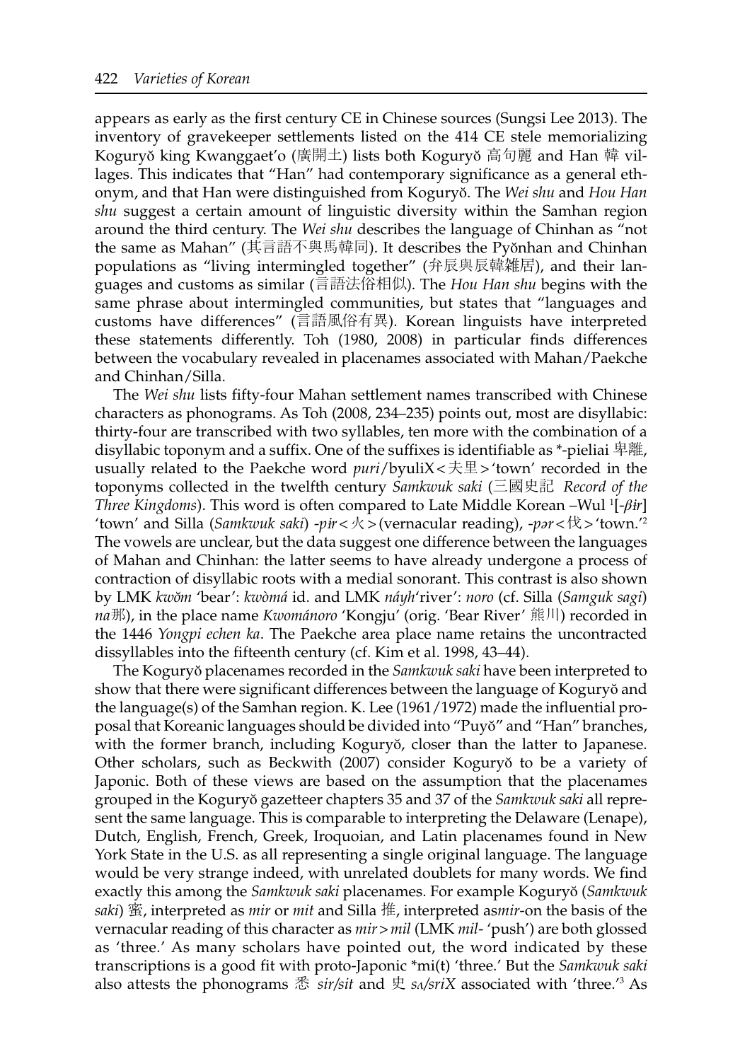appears as early as the first century CE in Chinese sources (Sungsi Lee 2013). The inventory of gravekeeper settlements listed on the 414 CE stele memorializing Koguryŏ king Kwanggaet'o (廣開土) lists both Koguryŏ 高句麗 and Han 韓 villages. This indicates that "Han" had contemporary significance as a general ethonym, and that Han were distinguished from Koguryŏ. The *Wei shu* and *Hou Han shu* suggest a certain amount of linguistic diversity within the Samhan region around the third century. The *Wei shu* describes the language of Chinhan as "not the same as Mahan" (其言語不與馬韓同). It describes the Pyŏnhan and Chinhan populations as "living intermingled together" (弁辰與辰韓雜居), and their languages and customs as similar (言語法俗相似). The *Hou Han shu* begins with the same phrase about intermingled communities, but states that "languages and customs have differences" (言語風俗有異). Korean linguists have interpreted these statements differently. Toh (1980, 2008) in particular finds differences between the vocabulary revealed in placenames associated with Mahan/Paekche and Chinhan/Silla.

The *Wei shu* lists fifty-four Mahan settlement names transcribed with Chinese characters as phonograms. As Toh (2008, 234–235) points out, most are disyllabic: thirty-four are transcribed with two syllables, ten more with the combination of a disyllabic toponym and a suffix. One of the suffixes is identifiable as *-pieliai 卑離, usually related to the Paekche word *puri*/byuliX<夫里>'town' recorded in the toponyms collected in the twelfth century *Samkwuk saki* (三國史記 *Record of the Three Kingdoms*). This word is often compared to Late Middle Korean –Wul [1][-*βɨr*] 'town' and Silla (*Samkwuk saki*) -*pɨr*<火>(vernacular reading), -*pər*<伐>'town.'[2] The vowels are unclear, but the data suggest one difference between the languages of Mahan and Chinhan: the latter seems to have already undergone a process of contraction of disyllabic roots with a medial sonorant. This contrast is also shown by LMK *kwŏm* 'bear': *kwòmá* id. and LMK *náyh*'river': *noro* (cf. Silla (*Samguk sagi*) *na*那), in the place name *Kwománoro* 'Kongju' (orig. 'Bear River' 熊川) recorded in the 1446 *Yongpi echen ka*. The Paekche area place name retains the uncontracted dissyllables into the fifteenth century (cf. Kim et al. 1998, 43–44).

The Koguryŏ placenames recorded in the *Samkwuk saki* have been interpreted to show that there were significant differences between the language of Koguryŏ and the language(s) of the Samhan region. K. Lee (1961/1972) made the influential proposal that Koreanic languages should be divided into "Puyŏ" and "Han" branches, with the former branch, including Koguryŏ, closer than the latter to Japanese. Other scholars, such as Beckwith (2007) consider Koguryŏ to be a variety of Japonic. Both of these views are based on the assumption that the placenames grouped in the Koguryŏ gazetteer chapters 35 and 37 of the *Samkwuk saki* all represent the same language. This is comparable to interpreting the Delaware (Lenape), Dutch, English, French, Greek, Iroquoian, and Latin placenames found in New York State in the U.S. as all representing a single original language. The language would be very strange indeed, with unrelated doublets for many words. We find exactly this among the *Samkwuk saki* placenames. For example Koguryŏ (*Samkwuk saki*) 蜜, interpreted as *mir* or *mit* and Silla 推, interpreted as*mir*-on the basis of the vernacular reading of this character as *mir*>*mil* (LMK *mil*- 'push') are both glossed as 'three.' As many scholars have pointed out, the word indicated by these transcriptions is a good fit with proto-Japonic *mi(t) 'three.' But the *Samkwuk saki* also attests the phonograms 悉 *sir/sit* and 史 *sʌ/sriX* associated with 'three.'[3] As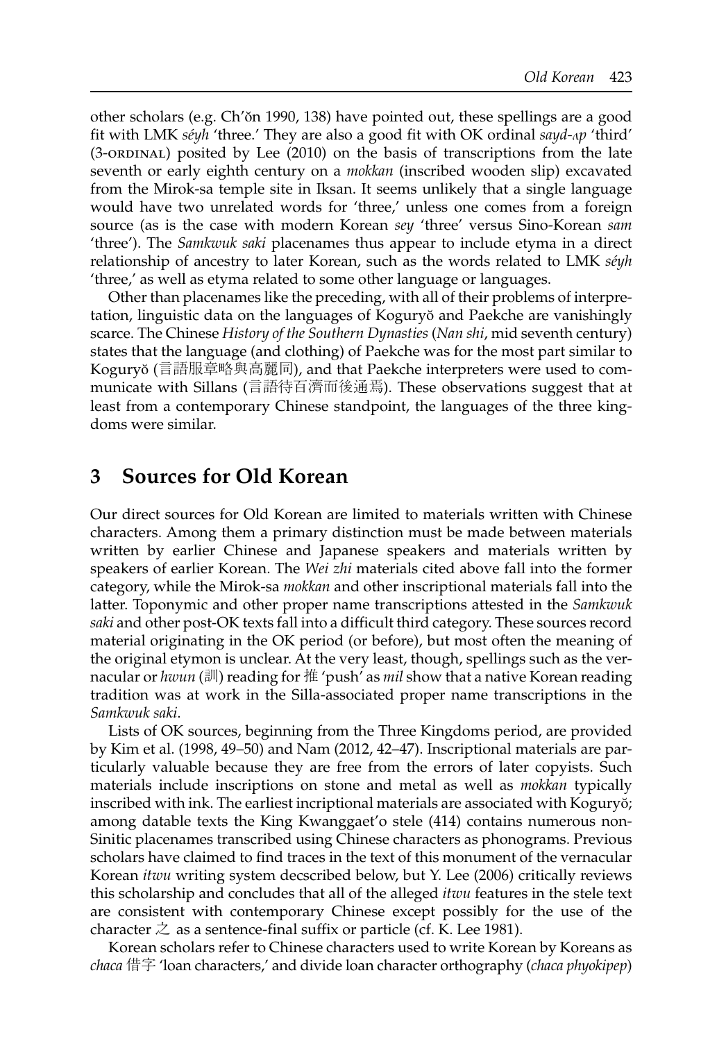other scholars (e.g. Ch'ŏn 1990, 138) have pointed out, these spellings are a good fit with LMK *séyh* 'three.' They are also a good fit with OK ordinal *sayd-ʌp* 'third' (3-ORDINAL) posited by Lee (2010) on the basis of transcriptions from the late seventh or early eighth century on a *mokkan* (inscribed wooden slip) excavated from the Mirok-sa temple site in Iksan. It seems unlikely that a single language would have two unrelated words for 'three,' unless one comes from a foreign source (as is the case with modern Korean *sey* 'three' versus Sino-Korean *sam* 'three'). The *Samkwuk saki* placenames thus appear to include etyma in a direct relationship of ancestry to later Korean, such as the words related to LMK *séyh* 'three,' as well as etyma related to some other language or languages.

Other than placenames like the preceding, with all of their problems of interpretation, linguistic data on the languages of Koguryŏ and Paekche are vanishingly scarce. The Chinese *History of the Southern Dynasties* (*Nan shi*, mid seventh century) states that the language (and clothing) of Paekche was for the most part similar to Koguryŏ (言語服章略與高麗同), and that Paekche interpreters were used to communicate with Sillans (言語待百濟而後通焉). These observations suggest that at least from a contemporary Chinese standpoint, the languages of the three kingdoms were similar.

## 3 Sources for Old Korean

Our direct sources for Old Korean are limited to materials written with Chinese characters. Among them a primary distinction must be made between materials written by earlier Chinese and Japanese speakers and materials written by speakers of earlier Korean. The *Wei zhi* materials cited above fall into the former category, while the Mirok-sa *mokkan* and other inscriptional materials fall into the latter. Toponymic and other proper name transcriptions attested in the *Samkwuk saki* and other post-OK texts fall into a difficult third category. These sources record material originating in the OK period (or before), but most often the meaning of the original etymon is unclear. At the very least, though, spellings such as the vernacular or *hwun* (訓) reading for 推 'push' as *mil* show that a native Korean reading tradition was at work in the Silla-associated proper name transcriptions in the *Samkwuk saki*.

Lists of OK sources, beginning from the Three Kingdoms period, are provided by Kim et al. (1998, 49–50) and Nam (2012, 42–47). Inscriptional materials are particularly valuable because they are free from the errors of later copyists. Such materials include inscriptions on stone and metal as well as *mokkan* typically inscribed with ink. The earliest incriptional materials are associated with Koguryŏ; among datable texts the King Kwanggaet'o stele (414) contains numerous non-Sinitic placenames transcribed using Chinese characters as phonograms. Previous scholars have claimed to find traces in the text of this monument of the vernacular Korean *itwu* writing system decscribed below, but Y. Lee (2006) critically reviews this scholarship and concludes that all of the alleged *itwu* features in the stele text are consistent with contemporary Chinese except possibly for the use of the character 之 as a sentence-final suffix or particle (cf. K. Lee 1981).

Korean scholars refer to Chinese characters used to write Korean by Koreans as *chaca* 借字 'loan characters,' and divide loan character orthography (*chaca phyokipep*)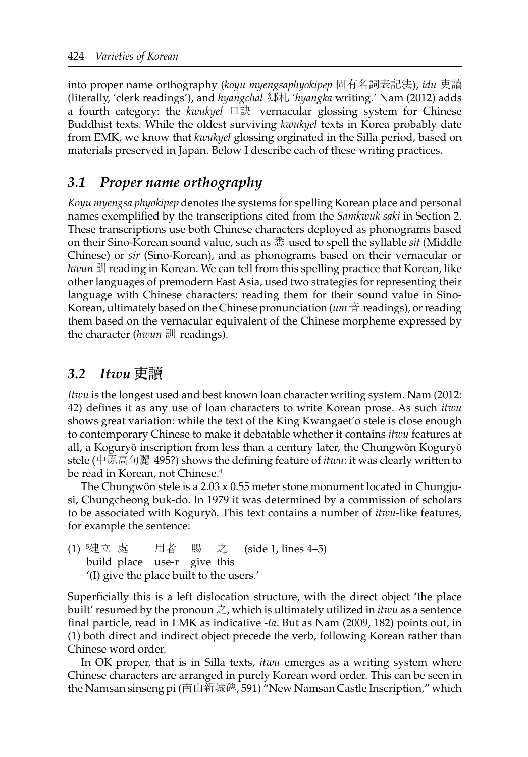into proper name orthography (*koyu myengsaphyokipep* 固有名詞表記法), *idu* 吏讀 (literally, 'clerk readings'), and *hyangchal* 鄕札 '*hyangka* writing.' Nam (2012) adds a fourth category: the *kwukyel* 口訣 vernacular glossing system for Chinese Buddhist texts. While the oldest surviving *kwukyel* texts in Korea probably date from EMK, we know that *kwukyel* glossing orginated in the Silla period, based on materials preserved in Japan. Below I describe each of these writing practices.

## *3.1 Proper name orthography*

*Koyu myengsa phyokipep* denotes the systems for spelling Korean place and personal names exemplified by the transcriptions cited from the *Samkwuk saki* in Section 2. These transcriptions use both Chinese characters deployed as phonograms based on their Sino-Korean sound value, such as 悉 used to spell the syllable *sit* (Middle Chinese) or *sir* (Sino-Korean), and as phonograms based on their vernacular or *hwun* 訓 reading in Korean. We can tell from this spelling practice that Korean, like other languages of premodern East Asia, used two strategies for representing their language with Chinese characters: reading them for their sound value in Sino-Korean, ultimately based on the Chinese pronunciation (*um* 音 readings), or reading them based on the vernacular equivalent of the Chinese morpheme expressed by the character (*hwun* 訓 readings).

## *3.2 Itwu* 吏讀

*Itwu* is the longest used and best known loan character writing system. Nam (2012: 42) defines it as any use of loan characters to write Korean prose. As such *itwu* shows great variation: while the text of the King Kwangaet'o stele is close enough to contemporary Chinese to make it debatable whether it contains *itwu* features at all, a Koguryŏ inscription from less than a century later, the Chungwŏn Koguryŏ stele (中原高句麗 495?) shows the defining feature of *itwu*: it was clearly written to be read in Korean, not Chinese.[4]

The Chungwŏn stele is a 2.03 x 0.55 meter stone monument located in Chungju-si, Chungcheong buk-do. In 1979 it was determined by a commission of scholars to be associated with Koguryŏ. This text contains a number of *itwu*-like features, for example the sentence:

(1) [5]建立 處 用者 賜 之 (side 1, lines 4–5)
build place use-r give this
'(I) give the place built to the users.'

Superficially this is a left dislocation structure, with the direct object 'the place built' resumed by the pronoun 之, which is ultimately utilized in *itwu* as a sentence final particle, read in LMK as indicative *-ta*. But as Nam (2009, 182) points out, in (1) both direct and indirect object precede the verb, following Korean rather than Chinese word order.

In OK proper, that is in Silla texts, *itwu* emerges as a writing system where Chinese characters are arranged in purely Korean word order. This can be seen in the Namsan sinseng pi (南山新城碑, 591) "New Namsan Castle Inscription," which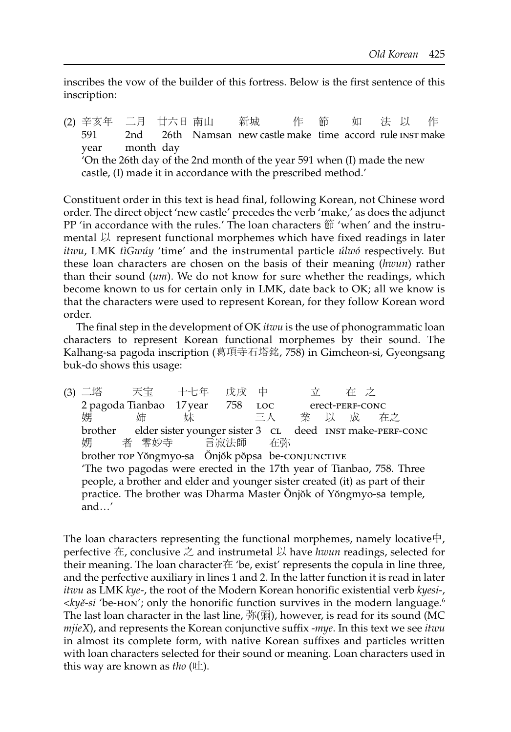inscribes the vow of the builder of this fortress. Below is the first sentence of this inscription:

(2) 辛亥年 二月 廿六日 南山 新城 作 節 如 法 以 作
591 year | 2nd month | 26th day | Namsan | new castle | make | time | accord | rule | INST | make

'On the 26th day of the 2nd month of the year 591 when (I) made the new castle, (I) made it in accordance with the prescribed method.'

Constituent order in this text is head final, following Korean, not Chinese word order. The direct object 'new castle' precedes the verb 'make,' as does the adjunct PP 'in accordance with the rules.' The loan characters 節 'when' and the instrumental 以 represent functional morphemes which have fixed readings in later *itwu*, LMK *tìGwúy* 'time' and the instrumental particle *úlwó* respectively. But these loan characters are chosen on the basis of their meaning (*hwun*) rather than their sound (*um*). We do not know for sure whether the readings, which become known to us for certain only in LMK, date back to OK; all we know is that the characters were used to represent Korean, for they follow Korean word order.

The final step in the development of OK *itwu* is the use of phonogrammatic loan characters to represent Korean functional morphemes by their sound. The Kalhang-sa pagoda inscription (葛項寺石塔銘, 758) in Gimcheon-si, Gyeongsang buk-do shows this usage:

(3) 二塔 天宝 十七年 戊戌 中 立 在 之
2 pagoda | Tianbao | 17 year | 758 | LOC | erect-PERF-CONC

娚 姉 妹 三人 業 以 成 在之
brother | elder sister | younger sister | 3 CL | deed | INST | make-PERF-CONC

娚 者 零妙寺 言寂法師 在弥
brother | TOP | Yŏngmyo-sa | Ŏnjŏk pŏpsa | be-CONJUNCTIVE

'The two pagodas were erected in the 17th year of Tianbao, 758. Three people, a brother and elder and younger sister created (it) as part of their practice. The brother was Dharma Master Ŏnjŏk of Yŏngmyo-sa temple, and…'

The loan characters representing the functional morphemes, namely locative 中, perfective 在, conclusive 之 and instrumetal 以 have *hwun* readings, selected for their meaning. The loan character 在 'be, exist' represents the copula in line three, and the perfective auxiliary in lines 1 and 2. In the latter function it is read in later *itwu* as LMK *kye-*, the root of the Modern Korean honorific existential verb *kyesi-*, <*kyĕ-si* 'be-HON'; only the honorific function survives in the modern language.[6] The last loan character in the last line, 弥(彌), however, is read for its sound (MC *mjieX*), and represents the Korean conjunctive suffix *-mye*. In this text we see *itwu* in almost its complete form, with native Korean suffixes and particles written with loan characters selected for their sound or meaning. Loan characters used in this way are known as *tho* (吐).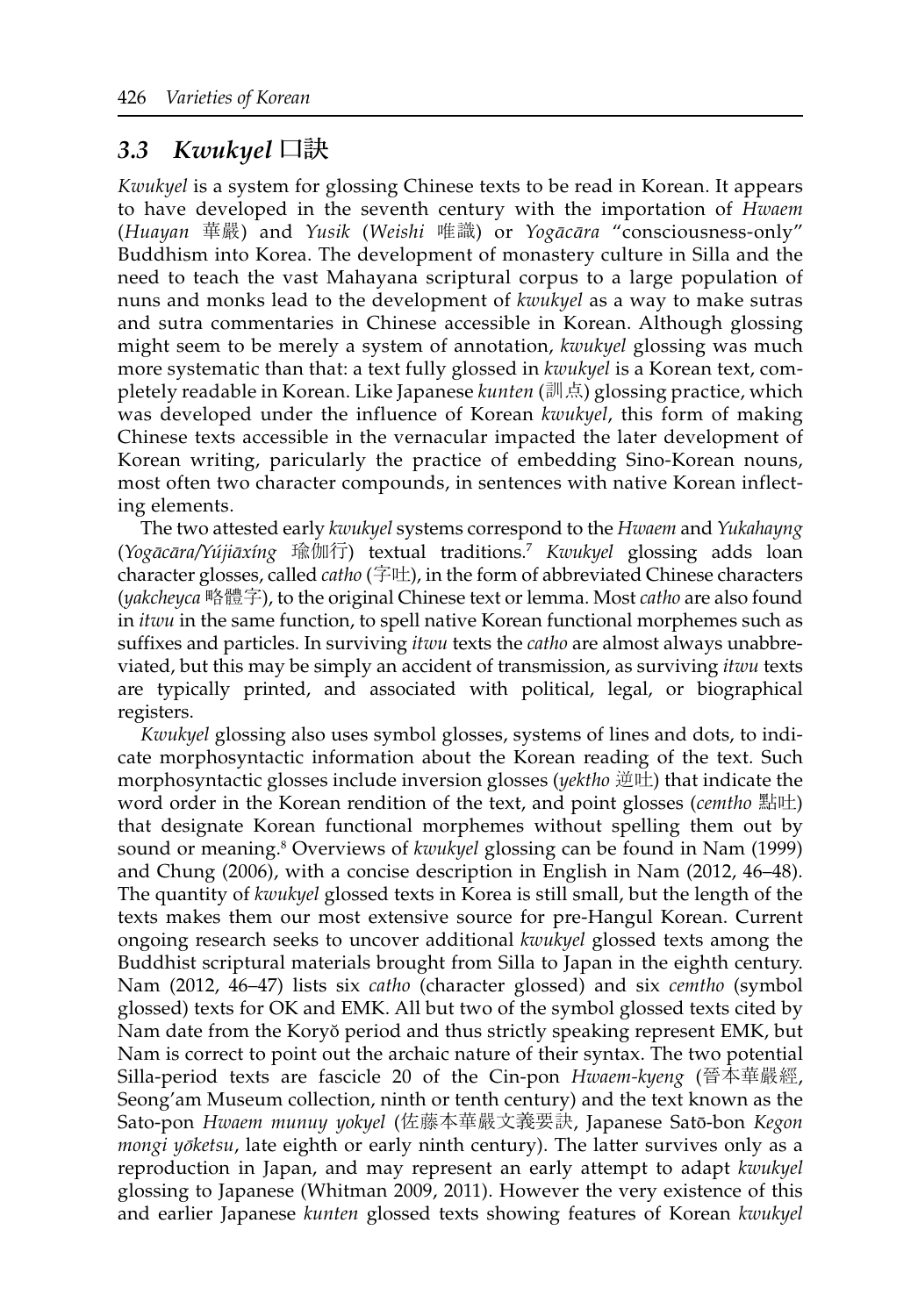## *3.3 Kwukyel* 口訣

*Kwukyel* is a system for glossing Chinese texts to be read in Korean. It appears to have developed in the seventh century with the importation of *Hwaem* (*Huayan* 華嚴) and *Yusik* (*Weishi* 唯識) or *Yogācāra* "consciousness-only" Buddhism into Korea. The development of monastery culture in Silla and the need to teach the vast Mahayana scriptural corpus to a large population of nuns and monks lead to the development of *kwukyel* as a way to make sutras and sutra commentaries in Chinese accessible in Korean. Although glossing might seem to be merely a system of annotation, *kwukyel* glossing was much more systematic than that: a text fully glossed in *kwukyel* is a Korean text, completely readable in Korean. Like Japanese *kunten* (訓点) glossing practice, which was developed under the influence of Korean *kwukyel*, this form of making Chinese texts accessible in the vernacular impacted the later development of Korean writing, paricularly the practice of embedding Sino-Korean nouns, most often two character compounds, in sentences with native Korean inflecting elements.

The two attested early *kwukyel* systems correspond to the *Hwaem* and *Yukahayng* (*Yogācāra/Yújiāxíng* 瑜伽行) textual traditions.[7] *Kwukyel* glossing adds loan character glosses, called *catho* (字吐), in the form of abbreviated Chinese characters (*yakcheyca* 略體字), to the original Chinese text or lemma. Most *catho* are also found in *itwu* in the same function, to spell native Korean functional morphemes such as suffixes and particles. In surviving *itwu* texts the *catho* are almost always unabbreviated, but this may be simply an accident of transmission, as surviving *itwu* texts are typically printed, and associated with political, legal, or biographical registers.

*Kwukyel* glossing also uses symbol glosses, systems of lines and dots, to indicate morphosyntactic information about the Korean reading of the text. Such morphosyntactic glosses include inversion glosses (*yektho* 逆吐) that indicate the word order in the Korean rendition of the text, and point glosses (*cemtho* 點吐) that designate Korean functional morphemes without spelling them out by sound or meaning.[8] Overviews of *kwukyel* glossing can be found in Nam (1999) and Chung (2006), with a concise description in English in Nam (2012, 46–48). The quantity of *kwukyel* glossed texts in Korea is still small, but the length of the texts makes them our most extensive source for pre-Hangul Korean. Current ongoing research seeks to uncover additional *kwukyel* glossed texts among the Buddhist scriptural materials brought from Silla to Japan in the eighth century. Nam (2012, 46–47) lists six *catho* (character glossed) and six *cemtho* (symbol glossed) texts for OK and EMK. All but two of the symbol glossed texts cited by Nam date from the Koryŏ period and thus strictly speaking represent EMK, but Nam is correct to point out the archaic nature of their syntax. The two potential Silla-period texts are fascicle 20 of the Cin-pon *Hwaem-kyeng* (晉本華嚴經, Seong'am Museum collection, ninth or tenth century) and the text known as the Sato-pon *Hwaem munuy yokyel* (佐藤本華嚴文義要訣, Japanese Satō-bon *Kegon mongi yōketsu*, late eighth or early ninth century). The latter survives only as a reproduction in Japan, and may represent an early attempt to adapt *kwukyel* glossing to Japanese (Whitman 2009, 2011). However the very existence of this and earlier Japanese *kunten* glossed texts showing features of Korean *kwukyel*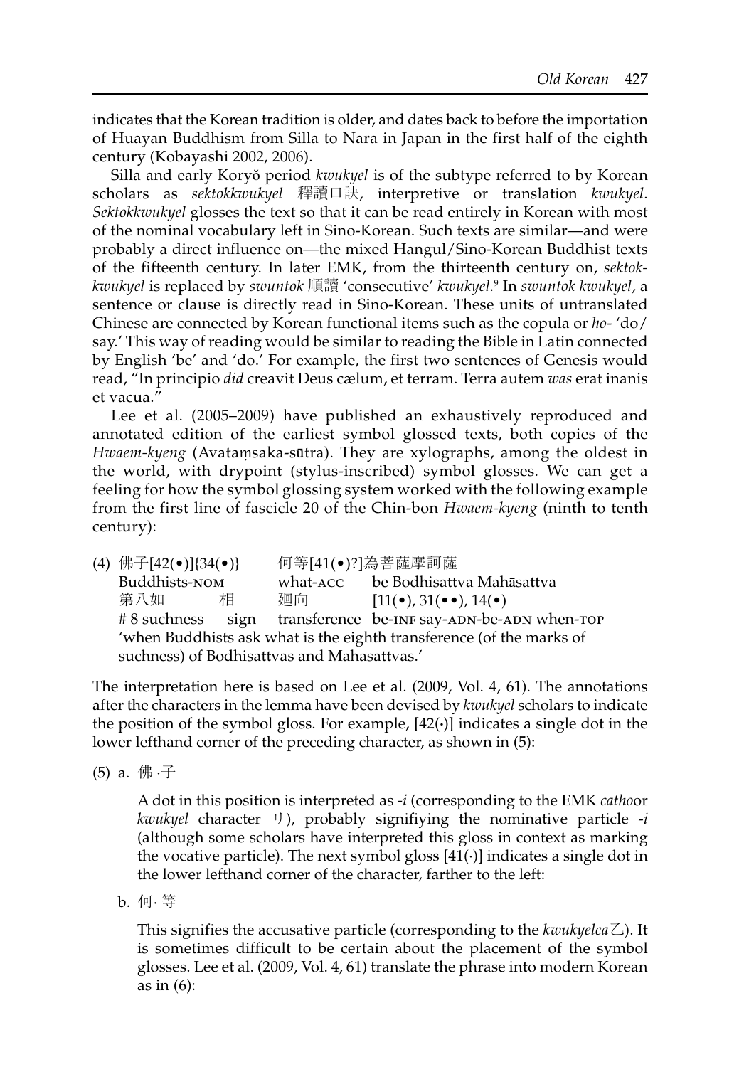indicates that the Korean tradition is older, and dates back to before the importation of Huayan Buddhism from Silla to Nara in Japan in the first half of the eighth century (Kobayashi 2002, 2006).

Silla and early Koryŏ period *kwukyel* is of the subtype referred to by Korean scholars as *sektokkwukyel* 釋讀口訣, interpretive or translation *kwukyel*. *Sektokkwukyel* glosses the text so that it can be read entirely in Korean with most of the nominal vocabulary left in Sino-Korean. Such texts are similar—and were probably a direct influence on—the mixed Hangul/Sino-Korean Buddhist texts of the fifteenth century. In later EMK, from the thirteenth century on, *sektokkwukyel* is replaced by *swuntok* 順讀 'consecutive' *kwukyel*.[9] In *swuntok kwukyel*, a sentence or clause is directly read in Sino-Korean. These units of untranslated Chinese are connected by Korean functional items such as the copula or *ho-* 'do/say.' This way of reading would be similar to reading the Bible in Latin connected by English 'be' and 'do.' For example, the first two sentences of Genesis would read, "In principio *did* creavit Deus cælum, et terram. Terra autem *was* erat inanis et vacua."

Lee et al. (2005–2009) have published an exhaustively reproduced and annotated edition of the earliest symbol glossed texts, both copies of the *Hwaem-kyeng* (Avataṃsaka-sūtra). They are xylographs, among the oldest in the world, with drypoint (stylus-inscribed) symbol glosses. We can get a feeling for how the symbol glossing system worked with the following example from the first line of fascicle 20 of the Chin-bon *Hwaem-kyeng* (ninth to tenth century):

(4) 佛子[42(•)]{34(•)} 何等[41(•)?]為菩薩摩訶薩
Buddhists-NOM what-ACC be Bodhisattva Mahāsattva
第八如 相 廻向 [11(•), 31(••), 14(•)
# 8 suchness sign transference be-INF say-ADN-be-ADN when-TOP
'when Buddhists ask what is the eighth transference (of the marks of suchness) of Bodhisattvas and Mahasattvas.'

The interpretation here is based on Lee et al. (2009, Vol. 4, 61). The annotations after the characters in the lemma have been devised by *kwukyel* scholars to indicate the position of the symbol gloss. For example, [42(·)] indicates a single dot in the lower lefthand corner of the preceding character, as shown in (5):

(5) a. 佛·子

A dot in this position is interpreted as *-i* (corresponding to the EMK *catho*or *kwukyel* character リ), probably signifiying the nominative particle *-i* (although some scholars have interpreted this gloss in context as marking the vocative particle). The next symbol gloss [41(·)] indicates a single dot in the lower lefthand corner of the character, farther to the left:

b. 何·等

This signifies the accusative particle (corresponding to the *kwukyelca*乙). It is sometimes difficult to be certain about the placement of the symbol glosses. Lee et al. (2009, Vol. 4, 61) translate the phrase into modern Korean as in (6):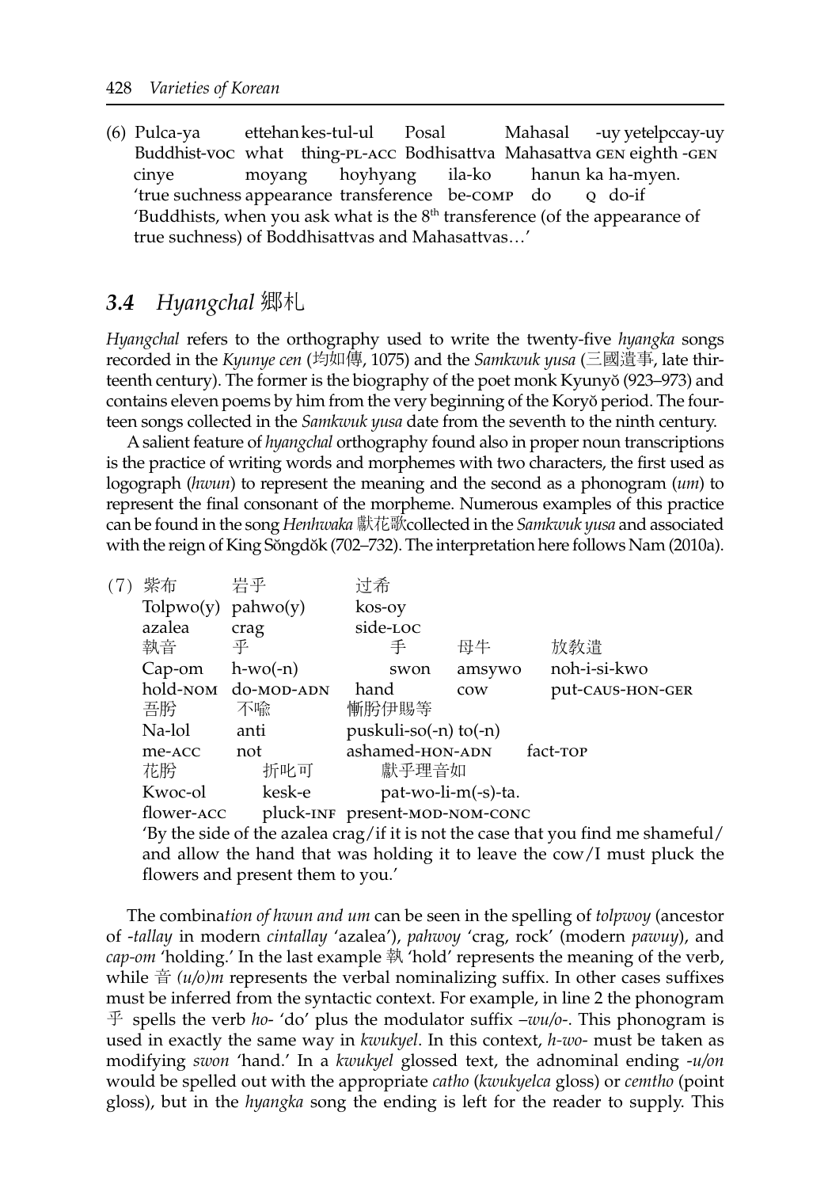(6) Pulca-ya ettehan kes-tul-ul Posal Mahasal -uy yetelpccay-uy
Buddhist-VOC what thing-PL-ACC Bodhisattva Mahasattva GEN eighth -GEN
cinye moyang hoyhyang ila-ko hanun ka ha-myen.
'true suchness appearance transference be-COMP do Q do-if
'Buddhists, when you ask what is the 8th transference (of the appearance of true suchness) of Boddhisattvas and Mahasattvas…'

## *3.4 Hyangchal* 鄕札

*Hyangchal* refers to the orthography used to write the twenty-five *hyangka* songs recorded in the *Kyunye cen* (均如傳, 1075) and the *Samkwuk yusa* (三國遺事, late thirteenth century). The former is the biography of the poet monk Kyunyŏ (923–973) and contains eleven poems by him from the very beginning of the Koryŏ period. The fourteen songs collected in the *Samkwuk yusa* date from the seventh to the ninth century.

A salient feature of *hyangchal* orthography found also in proper noun transcriptions is the practice of writing words and morphemes with two characters, the first used as logograph (*hwun*) to represent the meaning and the second as a phonogram (*um*) to represent the final consonant of the morpheme. Numerous examples of this practice can be found in the song *Henhwaka* 獻花歌collected in the *Samkwuk yusa* and associated with the reign of King Sŏngdŏk (702–732). The interpretation here follows Nam (2010a).

(7) 紫布 岩乎 过希
Tolpwo(y) pahwo(y) kos-oy
azalea crag side-LOC
執音 乎 手 母牛 放教遣
Cap-om h-wo(-n) swon amsywo noh-i-si-kwo
hold-NOM do-MOD-ADN hand cow put-CAUS-HON-GER
吾肸 不喩 慚肸伊賜等
Na-lol anti puskuli-so(-n) to(-n)
me-ACC not ashamed-HON-ADN fact-TOP
花肸 折叱可 獻乎理音如
Kwoc-ol kesk-e pat-wo-li-m(-s)-ta.
flower-ACC pluck-INF present-MOD-NOM-CONC
'By the side of the azalea crag/if it is not the case that you find me shameful/ and allow the hand that was holding it to leave the cow/I must pluck the flowers and present them to you.'

The combina*tion of hwun and um* can be seen in the spelling of *tolpwoy* (ancestor of *-tallay* in modern *cintallay* 'azalea'), *pahwoy* 'crag, rock' (modern *pawuy*), and *cap-om* 'holding.' In the last example 執 'hold' represents the meaning of the verb, while 音 *(u/o)m* represents the verbal nominalizing suffix. In other cases suffixes must be inferred from the syntactic context. For example, in line 2 the phonogram 乎 spells the verb *ho-* 'do' plus the modulator suffix *–wu/o-*. This phonogram is used in exactly the same way in *kwukyel*. In this context, *h-wo-* must be taken as modifying *swon* 'hand.' In a *kwukyel* glossed text, the adnominal ending *-u/on* would be spelled out with the appropriate *catho* (*kwukyelca* gloss) or *cemtho* (point gloss), but in the *hyangka* song the ending is left for the reader to supply. This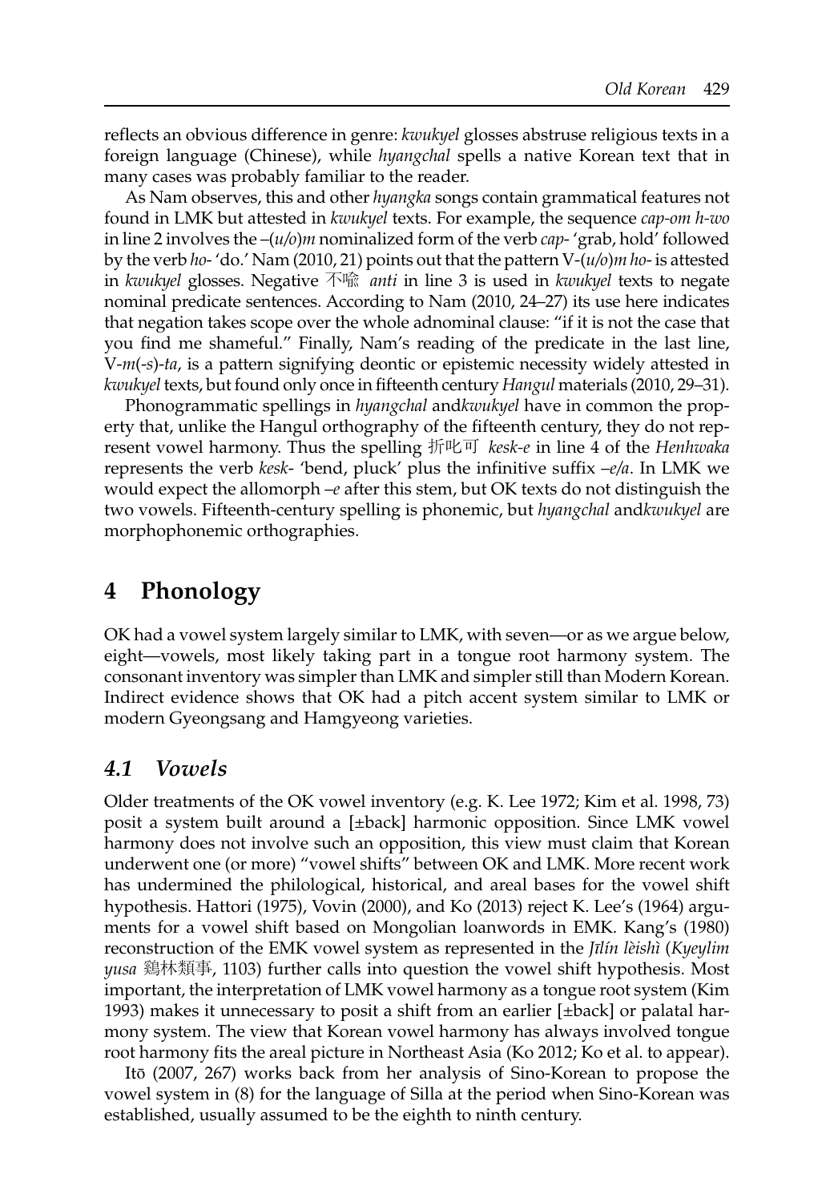reflects an obvious difference in genre: *kwukyel* glosses abstruse religious texts in a foreign language (Chinese), while *hyangchal* spells a native Korean text that in many cases was probably familiar to the reader.

As Nam observes, this and other *hyangka* songs contain grammatical features not found in LMK but attested in *kwukyel* texts. For example, the sequence *cap-om h-wo* in line 2 involves the –(*u/o*)*m* nominalized form of the verb *cap*- 'grab, hold' followed by the verb *ho*- 'do.' Nam (2010, 21) points out that the pattern V-(*u/o*)*m ho*- is attested in *kwukyel* glosses. Negative 不喩 *anti* in line 3 is used in *kwukyel* texts to negate nominal predicate sentences. According to Nam (2010, 24–27) its use here indicates that negation takes scope over the whole adnominal clause: "if it is not the case that you find me shameful." Finally, Nam's reading of the predicate in the last line, V-*m*(-*s*)-*ta*, is a pattern signifying deontic or epistemic necessity widely attested in *kwukyel* texts, but found only once in fifteenth century *Hangul* materials (2010, 29–31).

Phonogrammatic spellings in *hyangchal* and*kwukyel* have in common the property that, unlike the Hangul orthography of the fifteenth century, they do not represent vowel harmony. Thus the spelling 折叱可 *kesk-e* in line 4 of the *Henhwaka* represents the verb *kesk*- 'bend, pluck' plus the infinitive suffix –*e/a*. In LMK we would expect the allomorph –*e* after this stem, but OK texts do not distinguish the two vowels. Fifteenth-century spelling is phonemic, but *hyangchal* and*kwukyel* are morphophonemic orthographies.

# 4 Phonology

OK had a vowel system largely similar to LMK, with seven—or as we argue below, eight—vowels, most likely taking part in a tongue root harmony system. The consonant inventory was simpler than LMK and simpler still than Modern Korean. Indirect evidence shows that OK had a pitch accent system similar to LMK or modern Gyeongsang and Hamgyeong varieties.

## *4.1 Vowels*

Older treatments of the OK vowel inventory (e.g. K. Lee 1972; Kim et al. 1998, 73) posit a system built around a [±back] harmonic opposition. Since LMK vowel harmony does not involve such an opposition, this view must claim that Korean underwent one (or more) "vowel shifts" between OK and LMK. More recent work has undermined the philological, historical, and areal bases for the vowel shift hypothesis. Hattori (1975), Vovin (2000), and Ko (2013) reject K. Lee's (1964) arguments for a vowel shift based on Mongolian loanwords in EMK. Kang's (1980) reconstruction of the EMK vowel system as represented in the *Jīlín lèishì* (*Kyeylim yusa* 鷄林類事, 1103) further calls into question the vowel shift hypothesis. Most important, the interpretation of LMK vowel harmony as a tongue root system (Kim 1993) makes it unnecessary to posit a shift from an earlier [±back] or palatal harmony system. The view that Korean vowel harmony has always involved tongue root harmony fits the areal picture in Northeast Asia (Ko 2012; Ko et al. to appear).

Itō (2007, 267) works back from her analysis of Sino-Korean to propose the vowel system in (8) for the language of Silla at the period when Sino-Korean was established, usually assumed to be the eighth to ninth century.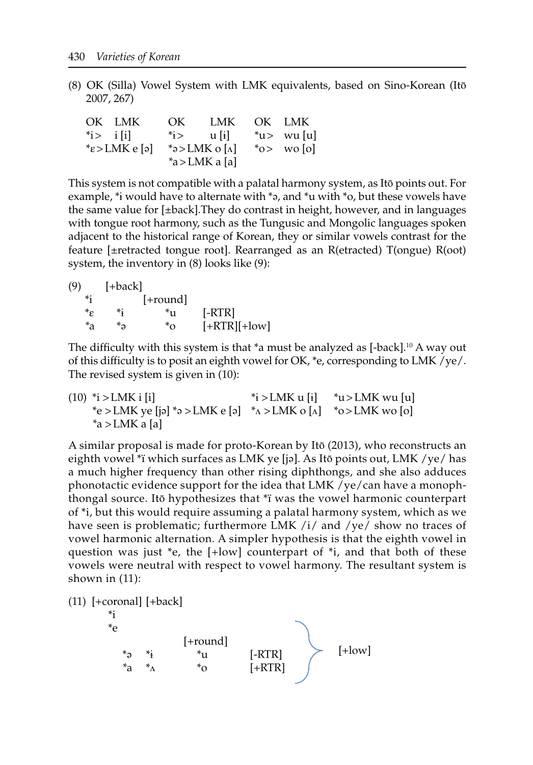(8) OK (Silla) Vowel System with LMK equivalents, based on Sino-Korean (Itō 2007, 267)

| OK | LMK | OK | LMK | OK | LMK |
|---|---|---|---|---|---|
| *i > | i [i] | *ɨ > | u [ɨ] | *u > | wu [u] |
| *ɛ > | LMK e [ə] | *ə > | LMK o [ʌ] | *o > | wo [o] |
| | | *a > | LMK a [a] | | |

This system is not compatible with a palatal harmony system, as Itō points out. For example, *ɨ would have to alternate with *ə, and *u with *o, but these vowels have the same value for [±back].They do contrast in height, however, and in languages with tongue root harmony, such as the Tungusic and Mongolic languages spoken adjacent to the historical range of Korean, they or similar vowels contrast for the feature [±retracted tongue root]. Rearranged as an R(etracted) T(ongue) R(oot) system, the inventory in (8) looks like (9):

(9)

| | [+back] | | |
|---|---|---|---|
| *i | | [+round] | |
| *ɛ | *ɨ | *u | [-RTR] |
| *a | *ə | *o | [+RTR][+low] |

The difficulty with this system is that *a must be analyzed as [-back].[10] A way out of this difficulty is to posit an eighth vowel for OK, *e, corresponding to LMK /ye/. The revised system is given in (10):

(10)

| | | | |
|---|---|---|---|
| *i > LMK i [i] | | *ɨ > LMK u [ɨ] | *u > LMK wu [u] |
| *e > LMK ye [jə] | *ə > LMK e [ə] | *ʌ > LMK o [ʌ] | *o > LMK wo [o] |
| *a > LMK a [a] | | | |

A similar proposal is made for proto-Korean by Itō (2013), who reconstructs an eighth vowel *ï which surfaces as LMK ye [jə]. As Itō points out, LMK /ye/ has a much higher frequency than other rising diphthongs, and she also adduces phonotactic evidence support for the idea that LMK /ye/can have a monophthongal source. Itō hypothesizes that *ï was the vowel harmonic counterpart of *i, but this would require assuming a palatal harmony system, which as we have seen is problematic; furthermore LMK /i/ and /ye/ show no traces of vowel harmonic alternation. A simpler hypothesis is that the eighth vowel in question was just *e, the [+low] counterpart of *i, and that both of these vowels were neutral with respect to vowel harmony. The resultant system is shown in (11):

(11)

| [+coronal] | [+back] | | | |
|---|---|---|---|---|
| *i | | | | |
| *e | | | | |
| | | [+round] | | |
| *ə | *ɨ | *u | [-RTR] | } [+low] |
| *a | *ʌ | *o | [+RTR] | |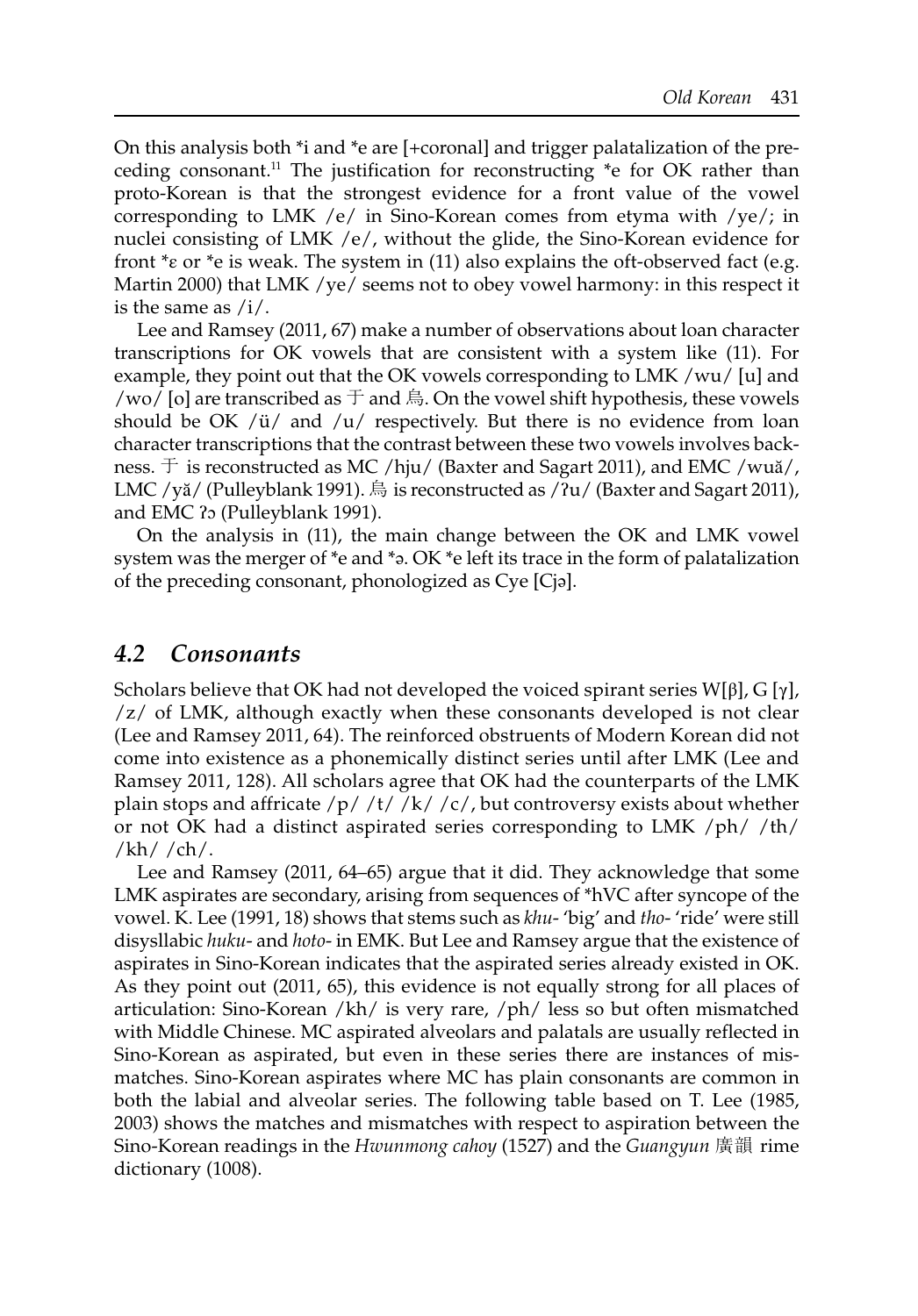On this analysis both *i and *e are [+coronal] and trigger palatalization of the preceding consonant.[11] The justification for reconstructing *e for OK rather than proto-Korean is that the strongest evidence for a front value of the vowel corresponding to LMK /e/ in Sino-Korean comes from etyma with /ye/; in nuclei consisting of LMK /e/, without the glide, the Sino-Korean evidence for front *ɛ or *e is weak. The system in (11) also explains the oft-observed fact (e.g. Martin 2000) that LMK /ye/ seems not to obey vowel harmony: in this respect it is the same as /i/.

Lee and Ramsey (2011, 67) make a number of observations about loan character transcriptions for OK vowels that are consistent with a system like (11). For example, they point out that the OK vowels corresponding to LMK /wu/ [u] and /wo/ [o] are transcribed as 于 and 烏. On the vowel shift hypothesis, these vowels should be OK /ü/ and /u/ respectively. But there is no evidence from loan character transcriptions that the contrast between these two vowels involves backness. 于 is reconstructed as MC /hju/ (Baxter and Sagart 2011), and EMC /wuă/, LMC /yă/ (Pulleyblank 1991). 烏 is reconstructed as /ʔu/ (Baxter and Sagart 2011), and EMC ʔɔ (Pulleyblank 1991).

On the analysis in (11), the main change between the OK and LMK vowel system was the merger of *e and *ə. OK *e left its trace in the form of palatalization of the preceding consonant, phonologized as Cye [Cjə].

## 4.2 Consonants

Scholars believe that OK had not developed the voiced spirant series W[β], G [ɣ], /z/ of LMK, although exactly when these consonants developed is not clear (Lee and Ramsey 2011, 64). The reinforced obstruents of Modern Korean did not come into existence as a phonemically distinct series until after LMK (Lee and Ramsey 2011, 128). All scholars agree that OK had the counterparts of the LMK plain stops and affricate /p/ /t/ /k/ /c/, but controversy exists about whether or not OK had a distinct aspirated series corresponding to LMK /ph/ /th/ /kh/ /ch/.

Lee and Ramsey (2011, 64–65) argue that it did. They acknowledge that some LMK aspirates are secondary, arising from sequences of *hVC after syncope of the vowel. K. Lee (1991, 18) shows that stems such as *khu-* 'big' and *tho-* 'ride' were still disysllabic *huku-* and *hoto-* in EMK. But Lee and Ramsey argue that the existence of aspirates in Sino-Korean indicates that the aspirated series already existed in OK. As they point out (2011, 65), this evidence is not equally strong for all places of articulation: Sino-Korean /kh/ is very rare, /ph/ less so but often mismatched with Middle Chinese. MC aspirated alveolars and palatals are usually reflected in Sino-Korean as aspirated, but even in these series there are instances of mismatches. Sino-Korean aspirates where MC has plain consonants are common in both the labial and alveolar series. The following table based on T. Lee (1985, 2003) shows the matches and mismatches with respect to aspiration between the Sino-Korean readings in the *Hwunmong cahoy* (1527) and the *Guangyun* 廣韻 rime dictionary (1008).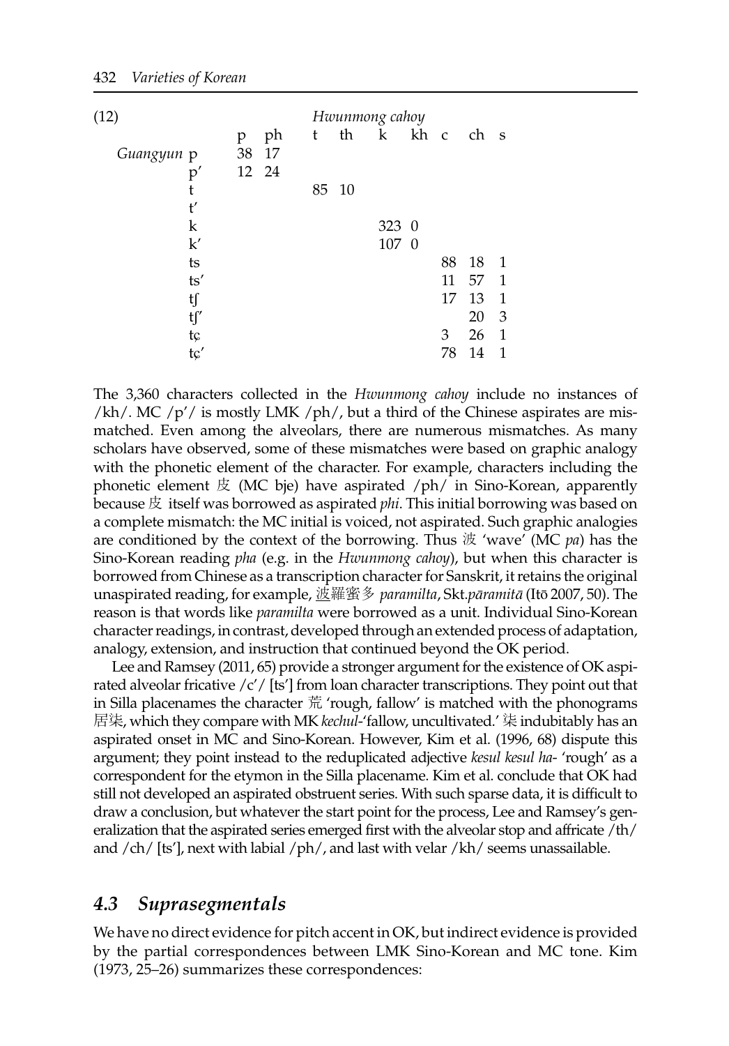(12)

| | | Hwunmong cahoy | | | | | | | | |
|---|---|---|---|---|---|---|---|---|---|---|
| | | p | ph | t | th | k | kh | c | ch | s |
| Guangyun | p | 38 | 17 | | | | | | | |
| | p′ | 12 | 24 | | | | | | | |
| | t | | | 85 | 10 | | | | | |
| | t′ | | | | | | | | | |
| | k | | | | | 323 | 0 | | | |
| | k′ | | | | | 107 | 0 | | | |
| | ts | | | | | | | 88 | 18 | 1 |
| | ts′ | | | | | | | 11 | 57 | 1 |
| | tʃ | | | | | | | 17 | 13 | 1 |
| | tʃ′ | | | | | | | | 20 | 3 |
| | tç | | | | | | | 3 | 26 | 1 |
| | tç′ | | | | | | | 78 | 14 | 1 |

The 3,360 characters collected in the *Hwunmong cahoy* include no instances of /kh/. MC /p′/ is mostly LMK /ph/, but a third of the Chinese aspirates are mismatched. Even among the alveolars, there are numerous mismatches. As many scholars have observed, some of these mismatches were based on graphic analogy with the phonetic element of the character. For example, characters including the phonetic element 皮 (MC bje) have aspirated /ph/ in Sino-Korean, apparently because 皮 itself was borrowed as aspirated *phi*. This initial borrowing was based on a complete mismatch: the MC initial is voiced, not aspirated. Such graphic analogies are conditioned by the context of the borrowing. Thus 波 'wave' (MC *pa*) has the Sino-Korean reading *pha* (e.g. in the *Hwunmong cahoy*), but when this character is borrowed from Chinese as a transcription character for Sanskrit, it retains the original unaspirated reading, for example, 波羅蜜多 *paramilta*, Skt.*pāramitā* (Itō 2007, 50). The reason is that words like *paramilta* were borrowed as a unit. Individual Sino-Korean character readings, in contrast, developed through an extended process of adaptation, analogy, extension, and instruction that continued beyond the OK period.

Lee and Ramsey (2011, 65) provide a stronger argument for the existence of OK aspirated alveolar fricative /c′/ [ts′] from loan character transcriptions. They point out that in Silla placenames the character 荒 'rough, fallow' is matched with the phonograms 居柒, which they compare with MK *kechul*-'fallow, uncultivated.' 柒 indubitably has an aspirated onset in MC and Sino-Korean. However, Kim et al. (1996, 68) dispute this argument; they point instead to the reduplicated adjective *kesul kesul ha-* 'rough' as a correspondent for the etymon in the Silla placename. Kim et al. conclude that OK had still not developed an aspirated obstruent series. With such sparse data, it is difficult to draw a conclusion, but whatever the start point for the process, Lee and Ramsey's generalization that the aspirated series emerged first with the alveolar stop and affricate /th/ and /ch/ [ts′], next with labial /ph/, and last with velar /kh/ seems unassailable.

## *4.3 Suprasegmentals*

We have no direct evidence for pitch accent in OK, but indirect evidence is provided by the partial correspondences between LMK Sino-Korean and MC tone. Kim (1973, 25–26) summarizes these correspondences: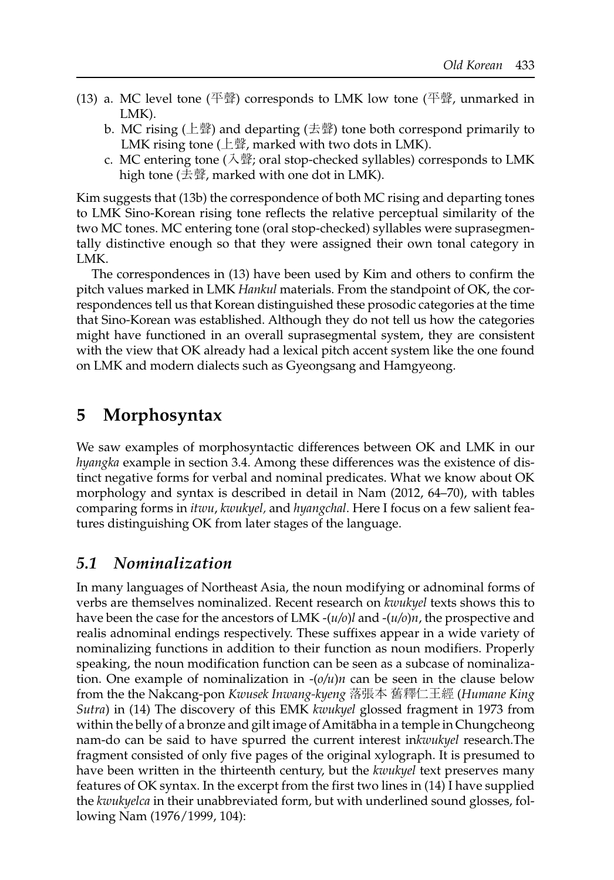(13) a. MC level tone (平聲) corresponds to LMK low tone (平聲, unmarked in LMK).
  b. MC rising (上聲) and departing (去聲) tone both correspond primarily to LMK rising tone (上聲, marked with two dots in LMK).
  c. MC entering tone (入聲; oral stop-checked syllables) corresponds to LMK high tone (去聲, marked with one dot in LMK).

Kim suggests that (13b) the correspondence of both MC rising and departing tones to LMK Sino-Korean rising tone reflects the relative perceptual similarity of the two MC tones. MC entering tone (oral stop-checked) syllables were suprasegmentally distinctive enough so that they were assigned their own tonal category in LMK.

The correspondences in (13) have been used by Kim and others to confirm the pitch values marked in LMK *Hankul* materials. From the standpoint of OK, the correspondences tell us that Korean distinguished these prosodic categories at the time that Sino-Korean was established. Although they do not tell us how the categories might have functioned in an overall suprasegmental system, they are consistent with the view that OK already had a lexical pitch accent system like the one found on LMK and modern dialects such as Gyeongsang and Hamgyeong.

# 5 Morphosyntax

We saw examples of morphosyntactic differences between OK and LMK in our *hyangka* example in section 3.4. Among these differences was the existence of distinct negative forms for verbal and nominal predicates. What we know about OK morphology and syntax is described in detail in Nam (2012, 64–70), with tables comparing forms in *itwu*, *kwukyel,* and *hyangchal*. Here I focus on a few salient features distinguishing OK from later stages of the language.

## *5.1 Nominalization*

In many languages of Northeast Asia, the noun modifying or adnominal forms of verbs are themselves nominalized. Recent research on *kwukyel* texts shows this to have been the case for the ancestors of LMK -(*u/o*)*l* and -(*u/o*)*n*, the prospective and realis adnominal endings respectively. These suffixes appear in a wide variety of nominalizing functions in addition to their function as noun modifiers. Properly speaking, the noun modification function can be seen as a subcase of nominalization. One example of nominalization in -(*o/u*)*n* can be seen in the clause below from the the Nakcang-pon *Kwusek Inwang-kyeng* 落張本 舊釋仁王經 (*Humane King Sutra*) in (14) The discovery of this EMK *kwukyel* glossed fragment in 1973 from within the belly of a bronze and gilt image of Amitābha in a temple in Chungcheong nam-do can be said to have spurred the current interest in*kwukyel* research.The fragment consisted of only five pages of the original xylograph. It is presumed to have been written in the thirteenth century, but the *kwukyel* text preserves many features of OK syntax. In the excerpt from the first two lines in (14) I have supplied the *kwukyelca* in their unabbreviated form, but with underlined sound glosses, following Nam (1976/1999, 104):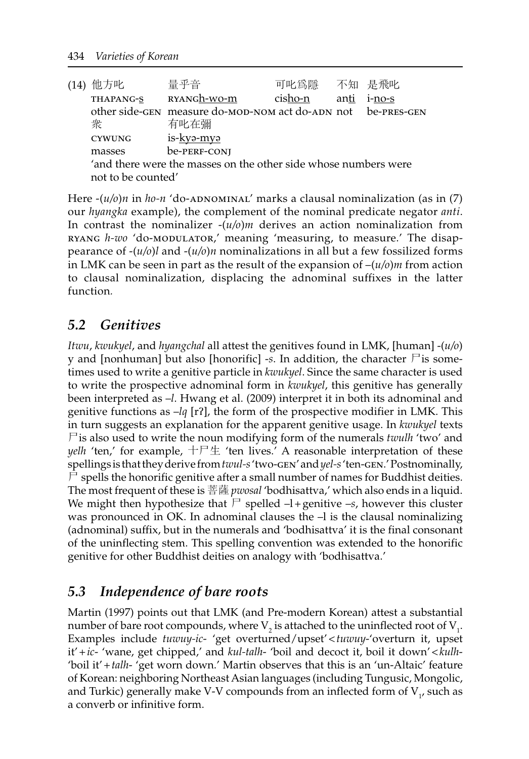(14) 他方叱　　量乎音　　可叱爲隱　不知　是飛叱

| THAPANG-S | RYANGh-wo-m | cisho-n | anti | i-no-s |
|---|---|---|---|---|
| other side-GEN | measure do-MOD-NOM | act do-ADN | not | be-PRES-GEN |

| 衆 | 有叱在彌 |
|---|---|
| CYWUNG | is-kyə-myə |
| masses | be-PERF-CONJ |

'and there were the masses on the other side whose numbers were not to be counted'

Here -(*u/o*)*n* in *ho-n* 'do-ADNOMINAL' marks a clausal nominalization (as in (7) our *hyangka* example), the complement of the nominal predicate negator *anti*. In contrast the nominalizer -(*u/o*)*m* derives an action nominalization from RYANG *h-wo* 'do-MODULATOR,' meaning 'measuring, to measure.' The disappearance of -(*u/o*)*l* and -(*u/o*)*n* nominalizations in all but a few fossilized forms in LMK can be seen in part as the result of the expansion of –(*u/o*)*m* from action to clausal nominalization, displacing the adnominal suffixes in the latter function.

## *5.2 Genitives*

*Itwu*, *kwukyel*, and *hyangchal* all attest the genitives found in LMK, [human] -(*u/o*) y and [nonhuman] but also [honorific] -*s*. In addition, the character 尸 is sometimes used to write a genitive particle in *kwukyel*. Since the same character is used to write the prospective adnominal form in *kwukyel*, this genitive has generally been interpreted as –*l*. Hwang et al. (2009) interpret it in both its adnominal and genitive functions as –*lq* [rʔ], the form of the prospective modifier in LMK. This in turn suggests an explanation for the apparent genitive usage. In *kwukyel* texts 尸 is also used to write the noun modifying form of the numerals *twulh* 'two' and *yelh* 'ten,' for example, 十尸生 'ten lives.' A reasonable interpretation of these spellings is that they derive from *twul-s* 'two-GEN' and *yel-s* 'ten-GEN.' Postnominally, 尸 spells the honorific genitive after a small number of names for Buddhist deities. The most frequent of these is 菩薩 *pwosal* 'bodhisattva,' which also ends in a liquid. We might then hypothesize that 尸 spelled –l + genitive –*s*, however this cluster was pronounced in OK. In adnominal clauses the –l is the clausal nominalizing (adnominal) suffix, but in the numerals and 'bodhisattva' it is the final consonant of the uninflecting stem. This spelling convention was extended to the honorific genitive for other Buddhist deities on analogy with 'bodhisattva.'

## *5.3 Independence of bare roots*

Martin (1997) points out that LMK (and Pre-modern Korean) attest a substantial number of bare root compounds, where $V_2$ is attached to the uninflected root of $V_1$. Examples include *tuwuy-ic-* 'get overturned/upset' < *tuwuy-* 'overturn it, upset it' + *ic-* 'wane, get chipped,' and *kul-talh-* 'boil and decoct it, boil it down' < *kulh-* 'boil it' + *talh-* 'get worn down.' Martin observes that this is an 'un-Altaic' feature of Korean: neighboring Northeast Asian languages (including Tungusic, Mongolic, and Turkic) generally make V-V compounds from an inflected form of $V_1$, such as a converb or infinitive form.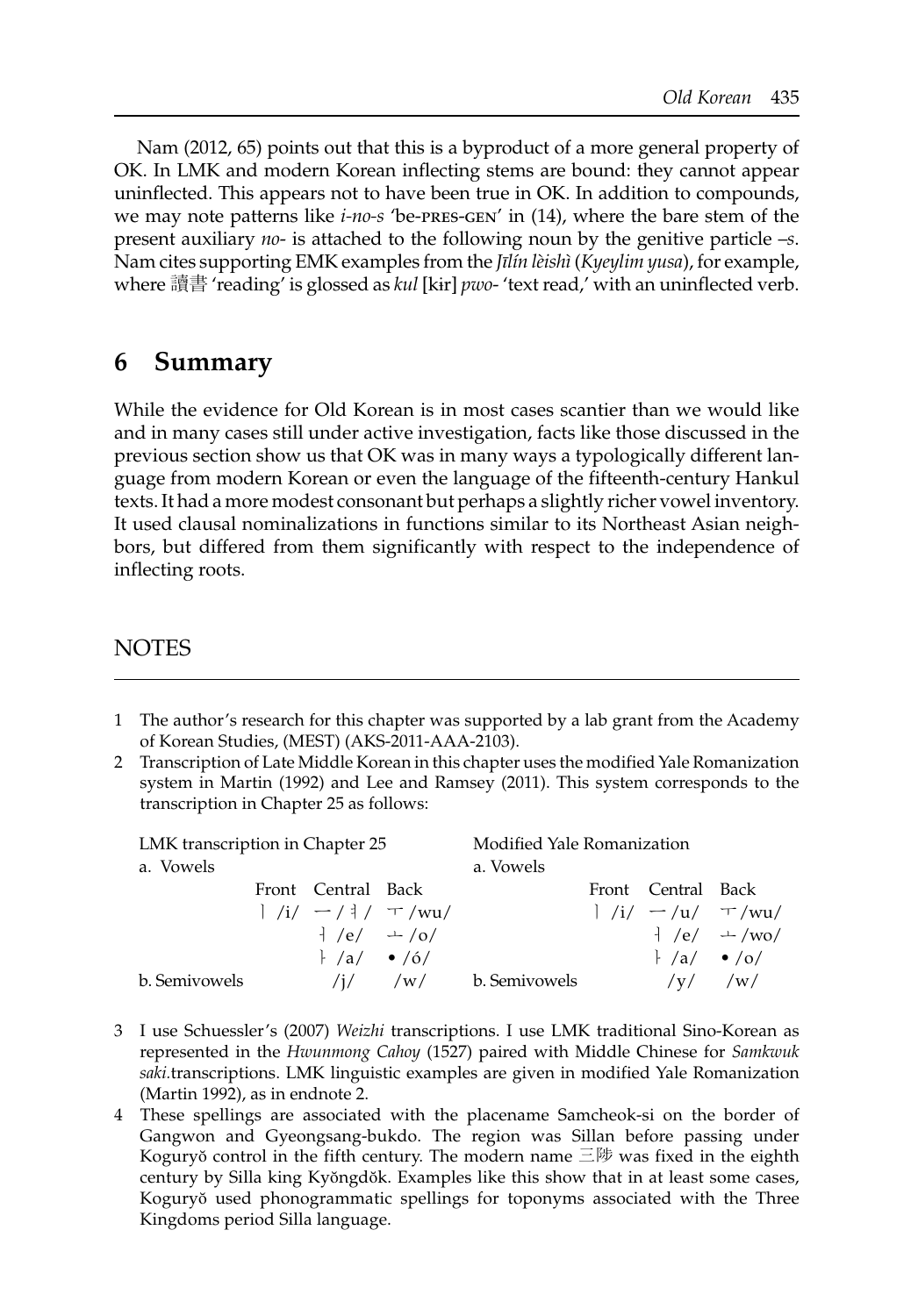Nam (2012, 65) points out that this is a byproduct of a more general property of OK. In LMK and modern Korean inflecting stems are bound: they cannot appear uninflected. This appears not to have been true in OK. In addition to compounds, we may note patterns like *i-no-s* 'be-PRES-GEN' in (14), where the bare stem of the present auxiliary *no-* is attached to the following noun by the genitive particle *–s*. Nam cites supporting EMK examples from the *Jīlín lèishì* (*Kyeylim yusa*), for example, where 讀書 'reading' is glossed as *kul* [kir] *pwo-* 'text read,' with an uninflected verb.

## 6 Summary

While the evidence for Old Korean is in most cases scantier than we would like and in many cases still under active investigation, facts like those discussed in the previous section show us that OK was in many ways a typologically different language from modern Korean or even the language of the fifteenth-century Hankul texts. It had a more modest consonant but perhaps a slightly richer vowel inventory. It used clausal nominalizations in functions similar to its Northeast Asian neighbors, but differed from them significantly with respect to the independence of inflecting roots.

## NOTES

1 The author's research for this chapter was supported by a lab grant from the Academy of Korean Studies, (MEST) (AKS-2011-AAA-2103).

2 Transcription of Late Middle Korean in this chapter uses the modified Yale Romanization system in Martin (1992) and Lee and Ramsey (2011). This system corresponds to the transcription in Chapter 25 as follows:

| LMK transcription in Chapter 25 | | | | Modified Yale Romanization | | | |
|---|---|---|---|---|---|---|---|
| a. Vowels | | | | a. Vowels | | | |
| | Front | Central | Back | | Front | Central | Back |
| | ㅣ /i/ | ㅡ / ㅓ / | ㅜ /wu/ | | ㅣ /i/ | ㅡ /u/ | ㅜ /wu/ |
| | | ㅓ /e/ | ㅗ /o/ | | | ㅓ /e/ | ㅗ /wo/ |
| | | ㅏ /a/ | • /ó/ | | | ㅏ /a/ | • /o/ |
| b. Semivowels | | /j/ | /w/ | b. Semivowels | | /y/ | /w/ |

3 I use Schuessler's (2007) *Weizhi* transcriptions. I use LMK traditional Sino-Korean as represented in the *Hwunmong Cahoy* (1527) paired with Middle Chinese for *Samkwuk saki.*transcriptions. LMK linguistic examples are given in modified Yale Romanization (Martin 1992), as in endnote 2.

4 These spellings are associated with the placename Samcheok-si on the border of Gangwon and Gyeongsang-bukdo. The region was Sillan before passing under Koguryŏ control in the fifth century. The modern name 三陟 was fixed in the eighth century by Silla king Kyŏngdŏk. Examples like this show that in at least some cases, Koguryŏ used phonogrammatic spellings for toponyms associated with the Three Kingdoms period Silla language.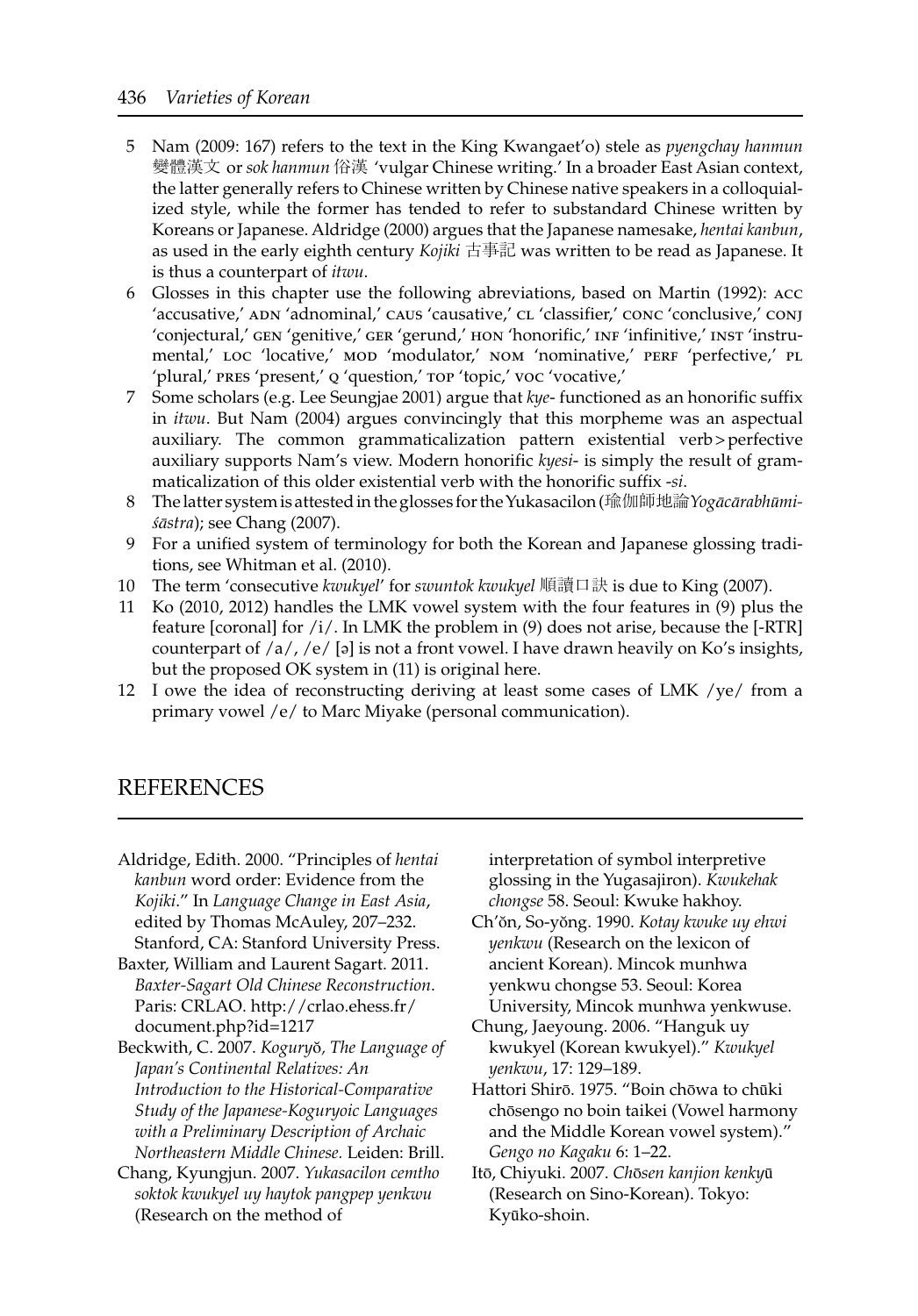5 Nam (2009: 167) refers to the text in the King Kwangaet'o) stele as *pyengchay hanmun* 變體漢文 or *sok hanmun* 俗漢 'vulgar Chinese writing.' In a broader East Asian context, the latter generally refers to Chinese written by Chinese native speakers in a colloquialized style, while the former has tended to refer to substandard Chinese written by Koreans or Japanese. Aldridge (2000) argues that the Japanese namesake, *hentai kanbun*, as used in the early eighth century *Kojiki* 古事記 was written to be read as Japanese. It is thus a counterpart of *itwu*.

6 Glosses in this chapter use the following abreviations, based on Martin (1992): ACC 'accusative,' ADN 'adnominal,' CAUS 'causative,' CL 'classifier,' CONC 'conclusive,' CONJ 'conjectural,' GEN 'genitive,' GER 'gerund,' HON 'honorific,' INF 'infinitive,' INST 'instrumental,' LOC 'locative,' MOD 'modulator,' NOM 'nominative,' PERF 'perfective,' PL 'plural,' PRES 'present,' Q 'question,' TOP 'topic,' VOC 'vocative,'

7 Some scholars (e.g. Lee Seungjae 2001) argue that *kye*- functioned as an honorific suffix in *itwu*. But Nam (2004) argues convincingly that this morpheme was an aspectual auxiliary. The common grammaticalization pattern existential verb > perfective auxiliary supports Nam's view. Modern honorific *kyesi*- is simply the result of grammaticalization of this older existential verb with the honorific suffix -*si*.

8 The latter system is attested in the glosses for the Yukasacilon (瑜伽師地論 *Yogācārabhūmi-śāstra*); see Chang (2007).

9 For a unified system of terminology for both the Korean and Japanese glossing traditions, see Whitman et al. (2010).

10 The term 'consecutive *kwukyel*' for *swuntok kwukyel* 順讀口訣 is due to King (2007).

11 Ko (2010, 2012) handles the LMK vowel system with the four features in (9) plus the feature [coronal] for /i/. In LMK the problem in (9) does not arise, because the [-RTR] counterpart of /a/, /e/ [ə] is not a front vowel. I have drawn heavily on Ko's insights, but the proposed OK system in (11) is original here.

12 I owe the idea of reconstructing deriving at least some cases of LMK /ye/ from a primary vowel /e/ to Marc Miyake (personal communication).

## REFERENCES

Aldridge, Edith. 2000. "Principles of *hentai kanbun* word order: Evidence from the *Kojiki*." In *Language Change in East Asia*, edited by Thomas McAuley, 207–232. Stanford, CA: Stanford University Press.

Baxter, William and Laurent Sagart. 2011. *Baxter-Sagart Old Chinese Reconstruction*. Paris: CRLAO. http://crlao.ehess.fr/document.php?id=1217

Beckwith, C. 2007. *Koguryŏ, The Language of Japan's Continental Relatives: An Introduction to the Historical-Comparative Study of the Japanese-Koguryoic Languages with a Preliminary Description of Archaic Northeastern Middle Chinese.* Leiden: Brill.

Chang, Kyungjun. 2007. *Yukasacilon cemtho soktok kwukyel uy haytok pangpep yenkwu* (Research on the method of interpretation of symbol interpretive glossing in the Yugasajiron). *Kwukehak chongse* 58. Seoul: Kwuke hakhoy.

Ch'ŏn, So-yŏng. 1990. *Kotay kwuke uy ehwi yenkwu* (Research on the lexicon of ancient Korean). Mincok munhwa yenkwu chongse 53. Seoul: Korea University, Mincok munhwa yenkwuse.

Chung, Jaeyoung. 2006. "Hanguk uy kwukyel (Korean kwukyel)." *Kwukyel yenkwu*, 17: 129–189.

Hattori Shirō. 1975. "Boin chōwa to chūki chōsengo no boin taikei (Vowel harmony and the Middle Korean vowel system)." *Gengo no Kagaku* 6: 1–22.

Itō, Chiyuki. 2007. *Chōsen kanjion kenkyū* (Research on Sino-Korean). Tokyo: Kyūko-shoin.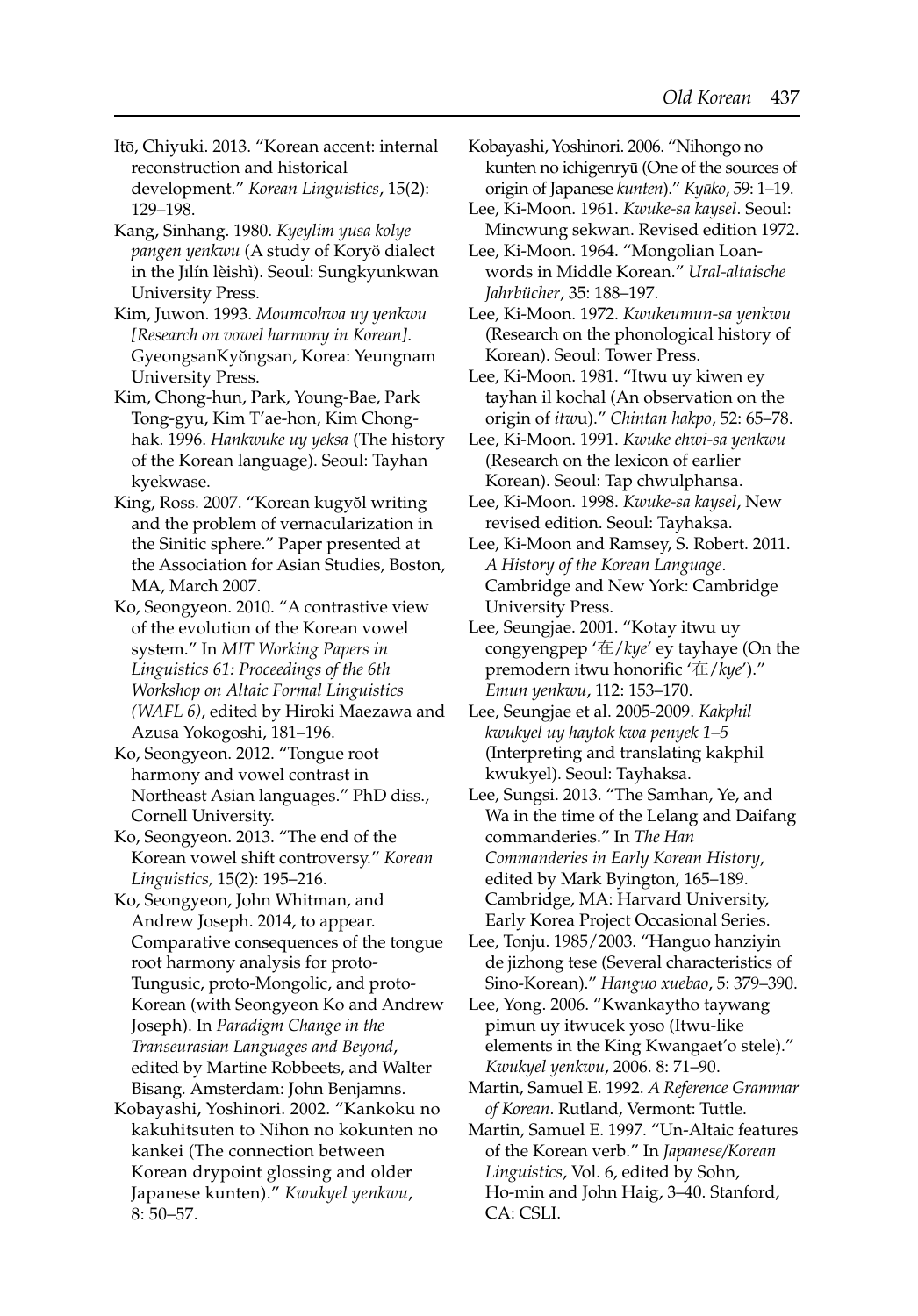Itō, Chiyuki. 2013. "Korean accent: internal reconstruction and historical development." *Korean Linguistics*, 15(2): 129–198.

Kang, Sinhang. 1980. *Kyeylim yusa kolye pangen yenkwu* (A study of Koryŏ dialect in the Jīlín lèishì). Seoul: Sungkyunkwan University Press.

Kim, Juwon. 1993. *Moumcohwa uy yenkwu [Research on vowel harmony in Korean]*. GyeongsanKyŏngsan, Korea: Yeungnam University Press.

Kim, Chong-hun, Park, Young-Bae, Park Tong-gyu, Kim T'ae-hon, Kim Chong-hak. 1996. *Hankwuke uy yeksa* (The history of the Korean language). Seoul: Tayhan kyekwase.

King, Ross. 2007. "Korean kugyŏl writing and the problem of vernacularization in the Sinitic sphere." Paper presented at the Association for Asian Studies, Boston, MA, March 2007.

Ko, Seongyeon. 2010. "A contrastive view of the evolution of the Korean vowel system." In *MIT Working Papers in Linguistics 61: Proceedings of the 6th Workshop on Altaic Formal Linguistics (WAFL 6)*, edited by Hiroki Maezawa and Azusa Yokogoshi, 181–196.

Ko, Seongyeon. 2012. "Tongue root harmony and vowel contrast in Northeast Asian languages." PhD diss., Cornell University.

Ko, Seongyeon. 2013. "The end of the Korean vowel shift controversy." *Korean Linguistics,* 15(2): 195–216.

Ko, Seongyeon, John Whitman, and Andrew Joseph. 2014, to appear. Comparative consequences of the tongue root harmony analysis for proto-Tungusic, proto-Mongolic, and proto-Korean (with Seongyeon Ko and Andrew Joseph). In *Paradigm Change in the Transeurasian Languages and Beyond*, edited by Martine Robbeets, and Walter Bisang. Amsterdam: John Benjamns.

Kobayashi, Yoshinori. 2002. "Kankoku no kakuhitsuten to Nihon no kokunten no kankei (The connection between Korean drypoint glossing and older Japanese kunten)." *Kwukyel yenkwu*, 8: 50–57.

Kobayashi, Yoshinori. 2006. "Nihongo no kunten no ichigenryū (One of the sources of origin of Japanese *kunten*)." *Kyūko*, 59: 1–19.

Lee, Ki-Moon. 1961. *Kwuke-sa kaysel*. Seoul: Mincwung sekwan. Revised edition 1972.

Lee, Ki-Moon. 1964. "Mongolian Loan-words in Middle Korean." *Ural-altaische Jahrbücher*, 35: 188–197.

Lee, Ki-Moon. 1972. *Kwukeumun-sa yenkwu* (Research on the phonological history of Korean). Seoul: Tower Press.

Lee, Ki-Moon. 1981. "Itwu uy kiwen ey tayhan il kochal (An observation on the origin of *itwu*)." *Chintan hakpo*, 52: 65–78.

Lee, Ki-Moon. 1991. *Kwuke ehwi-sa yenkwu* (Research on the lexicon of earlier Korean). Seoul: Tap chwulphansa.

Lee, Ki-Moon. 1998. *Kwuke-sa kaysel*, New revised edition. Seoul: Tayhaksa.

Lee, Ki-Moon and Ramsey, S. Robert. 2011. *A History of the Korean Language*. Cambridge and New York: Cambridge University Press.

Lee, Seungjae. 2001. "Kotay itwu uy congyengpep '在/*kye*' ey tayhaye (On the premodern itwu honorific '在/*kye*')." *Emun yenkwu*, 112: 153–170.

Lee, Seungjae et al. 2005-2009. *Kakphil kwukyel uy haytok kwa penyek 1–5* (Interpreting and translating kakphil kwukyel). Seoul: Tayhaksa.

Lee, Sungsi. 2013. "The Samhan, Ye, and Wa in the time of the Lelang and Daifang commanderies." In *The Han Commanderies in Early Korean History*, edited by Mark Byington, 165–189. Cambridge, MA: Harvard University, Early Korea Project Occasional Series.

Lee, Tonju. 1985/2003. "Hanguo hanziyin de jizhong tese (Several characteristics of Sino-Korean)." *Hanguo xuebao*, 5: 379–390.

Lee, Yong. 2006. "Kwankaytho taywang pimun uy itwucek yoso (Itwu-like elements in the King Kwangaet'o stele)." *Kwukyel yenkwu*, 2006. 8: 71–90.

Martin, Samuel E. 1992. *A Reference Grammar of Korean*. Rutland, Vermont: Tuttle.

Martin, Samuel E. 1997. "Un-Altaic features of the Korean verb." In *Japanese/Korean Linguistics*, Vol. 6, edited by Sohn, Ho-min and John Haig, 3–40. Stanford, CA: CSLI.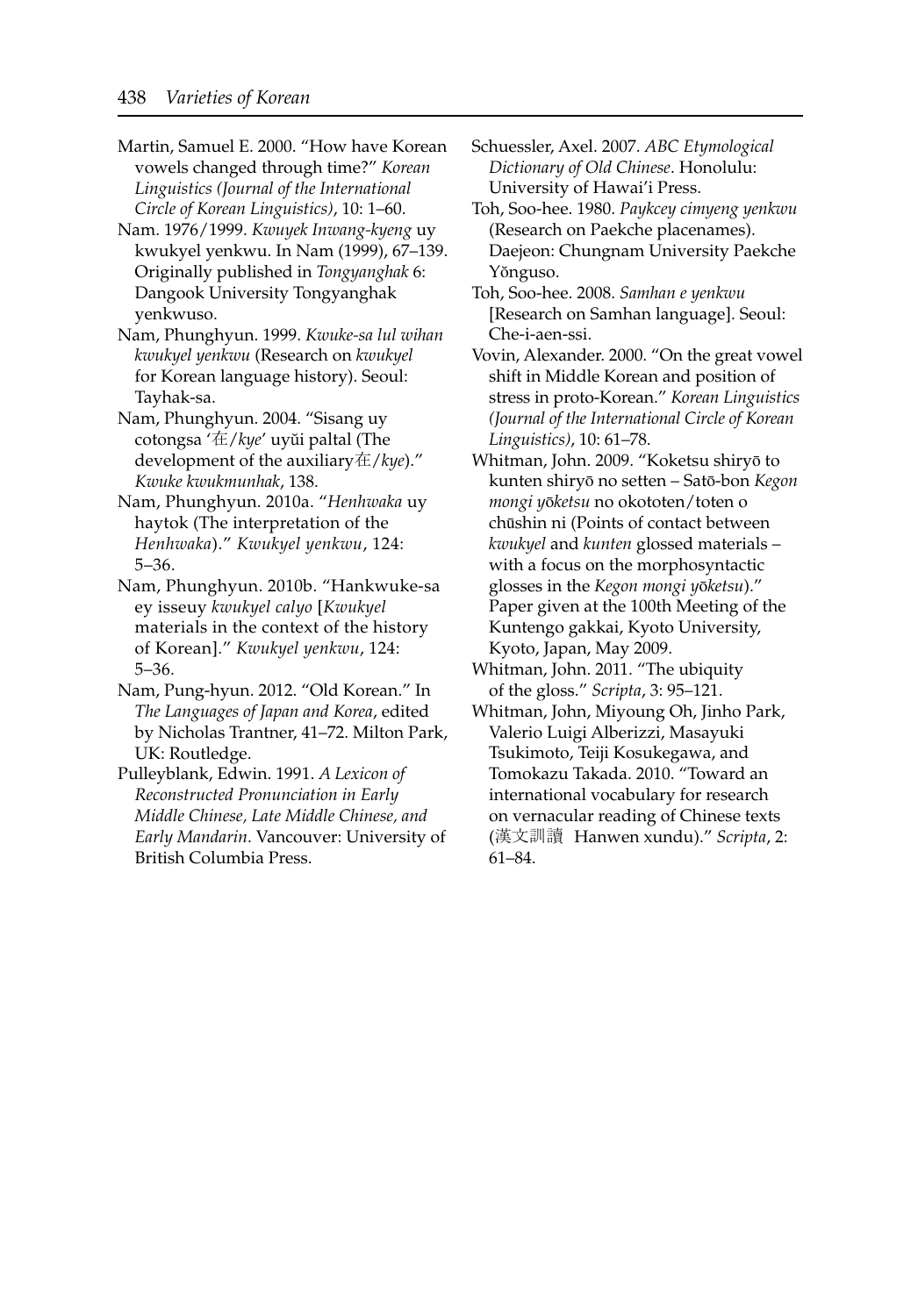Martin, Samuel E. 2000. "How have Korean vowels changed through time?" *Korean Linguistics (Journal of the International Circle of Korean Linguistics)*, 10: 1–60.

Nam. 1976/1999. *Kwuyek Inwang-kyeng* uy kwukyel yenkwu. In Nam (1999), 67–139. Originally published in *Tongyanghak* 6: Dangook University Tongyanghak yenkwuso.

Nam, Phunghyun. 1999. *Kwuke-sa lul wihan kwukyel yenkwu* (Research on *kwukyel* for Korean language history). Seoul: Tayhak-sa.

Nam, Phunghyun. 2004. "Sisang uy cotongsa '在/*kye*' uyŭi paltal (The development of the auxiliary 在/*kye*)." *Kwuke kwukmunhak*, 138.

Nam, Phunghyun. 2010a. "*Henhwaka* uy haytok (The interpretation of the *Henhwaka*)." *Kwukyel yenkwu*, 124: 5–36.

Nam, Phunghyun. 2010b. "Hankwuke-sa ey isseuy *kwukyel calyo* [*Kwukyel* materials in the context of the history of Korean]." *Kwukyel yenkwu*, 124: 5–36.

Nam, Pung-hyun. 2012. "Old Korean." In *The Languages of Japan and Korea*, edited by Nicholas Trantner, 41–72. Milton Park, UK: Routledge.

Pulleyblank, Edwin. 1991. *A Lexicon of Reconstructed Pronunciation in Early Middle Chinese, Late Middle Chinese, and Early Mandarin*. Vancouver: University of British Columbia Press.

Schuessler, Axel. 2007. *ABC Etymological Dictionary of Old Chinese*. Honolulu: University of Hawai'i Press.

Toh, Soo-hee. 1980. *Paykcey cimyeng yenkwu* (Research on Paekche placenames). Daejeon: Chungnam University Paekche Yŏnguso.

Toh, Soo-hee. 2008. *Samhan e yenkwu* [Research on Samhan language]. Seoul: Che-i-aen-ssi.

Vovin, Alexander. 2000. "On the great vowel shift in Middle Korean and position of stress in proto-Korean." *Korean Linguistics (Journal of the International Circle of Korean Linguistics)*, 10: 61–78.

Whitman, John. 2009. "Koketsu shiryō to kunten shiryō no setten – Satō-bon *Kegon mongi yōketsu* no okototen/toten o chūshin ni (Points of contact between *kwukyel* and *kunten* glossed materials – with a focus on the morphosyntactic glosses in the *Kegon mongi yōketsu*)." Paper given at the 100th Meeting of the Kuntengo gakkai, Kyoto University, Kyoto, Japan, May 2009.

Whitman, John. 2011. "The ubiquity of the gloss." *Scripta*, 3: 95–121.

Whitman, John, Miyoung Oh, Jinho Park, Valerio Luigi Alberizzi, Masayuki Tsukimoto, Teiji Kosukegawa, and Tomokazu Takada. 2010. "Toward an international vocabulary for research on vernacular reading of Chinese texts (漢文訓讀 Hanwen xundu)." *Scripta*, 2: 61–84.